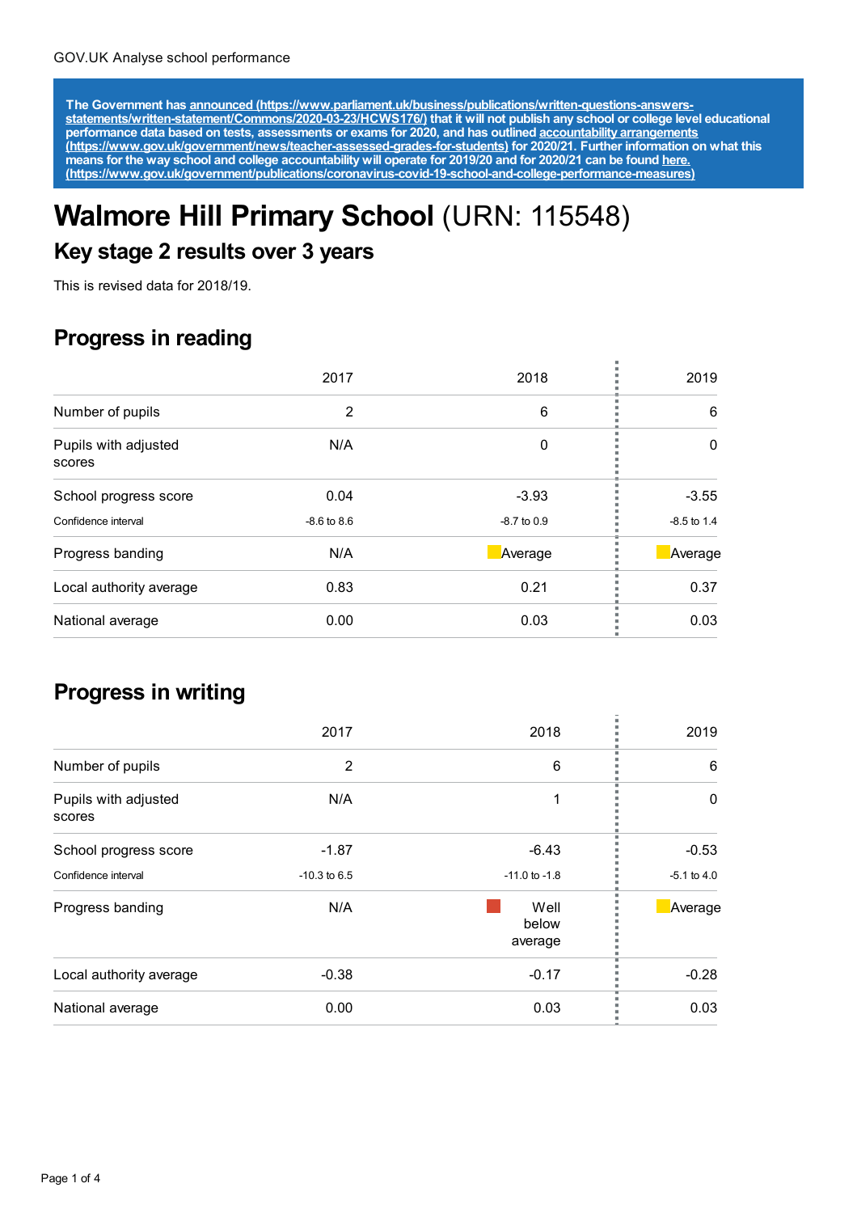GOV.UK Analyse school performance

**The Government has announced (https://www.parliament.uk/business/publications/written-questions-answers-statements/written-statement/Commons/2020-03-23/HCWS176/) that it will not publish any school or college level educational performance data based on tests, assessments or exams for 2020, and has outlined accountability arrangements (https://www.gov.uk/government/news/teacher-assessed-grades-for-students) for 2020/21. Further information on what this means for the way school and college accountability will operate for 2019/20 and for 2020/21 can be found here. (https://www.gov.uk/government/publications/coronavirus-covid-19-school-and-college-performance-measures)**

# **Walmore Hill Primary School** (URN: 115548)

## Key stage 2 results over 3 years

This is revised data for 2018/19.

## Progress in reading

| | 2017 | 2018 | 2019 |
|---|---|---|---|
| Number of pupils | 2 | 6 | 6 |
| Pupils with adjusted scores | N/A | 0 | 0 |
| School progress score | 0.04 | -3.93 | -3.55 |
| Confidence interval | -8.6 to 8.6 | -8.7 to 0.9 | -8.5 to 1.4 |
| Progress banding | N/A | Average | Average |
| Local authority average | 0.83 | 0.21 | 0.37 |
| National average | 0.00 | 0.03 | 0.03 |

## Progress in writing

| | 2017 | 2018 | 2019 |
|---|---|---|---|
| Number of pupils | 2 | 6 | 6 |
| Pupils with adjusted scores | N/A | 1 | 0 |
| School progress score | -1.87 | -6.43 | -0.53 |
| Confidence interval | -10.3 to 6.5 | -11.0 to -1.8 | -5.1 to 4.0 |
| Progress banding | N/A | Well below average | Average |
| Local authority average | -0.38 | -0.17 | -0.28 |
| National average | 0.00 | 0.03 | 0.03 |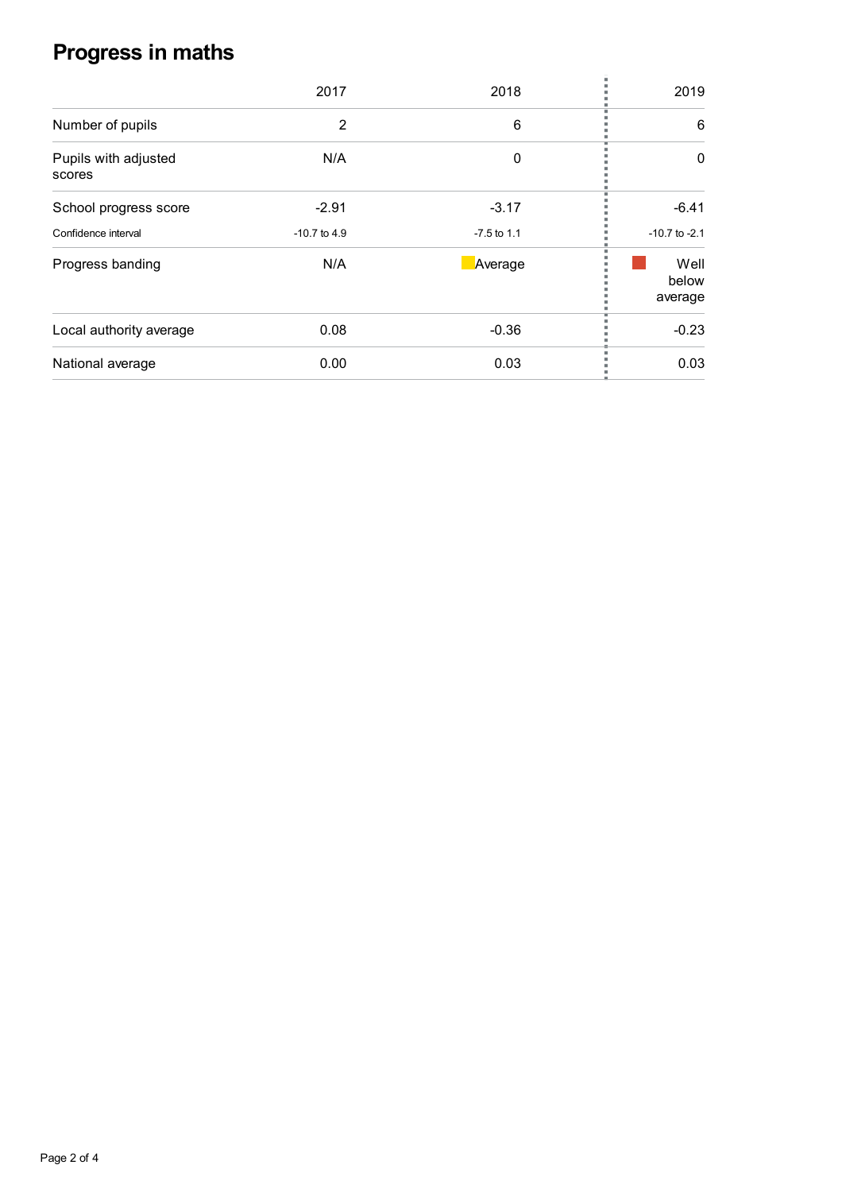# Progress in maths

| | 2017 | 2018 | 2019 |
|---|---|---|---|
| Number of pupils | 2 | 6 | 6 |
| Pupils with adjusted scores | N/A | 0 | 0 |
| School progress score | -2.91 | -3.17 | -6.41 |
| Confidence interval | -10.7 to 4.9 | -7.5 to 1.1 | -10.7 to -2.1 |
| Progress banding | N/A | Average | Well below average |
| Local authority average | 0.08 | -0.36 | -0.23 |
| National average | 0.00 | 0.03 | 0.03 |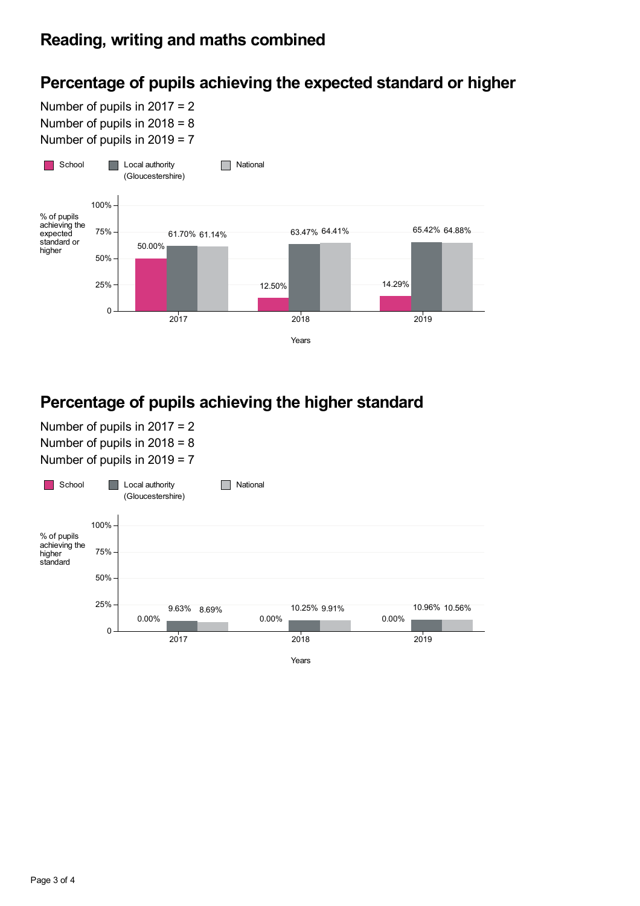## Reading, writing and maths combined

### Percentage of pupils achieving the expected standard or higher

Number of pupils in 2017 = 2
Number of pupils in 2018 = 8
Number of pupils in 2019 = 7

| Years | School | Local authority (Gloucestershire) | National |
|---|---|---|---|
| 2017 | 50.00% | 61.70% | 61.14% |
| 2018 | 12.50% | 63.47% | 64.41% |
| 2019 | 14.29% | 65.42% | 64.88% |

### Percentage of pupils achieving the higher standard

Number of pupils in 2017 = 2
Number of pupils in 2018 = 8
Number of pupils in 2019 = 7

| Years | School | Local authority (Gloucestershire) | National |
|---|---|---|---|
| 2017 | 0.00% | 9.63% | 8.69% |
| 2018 | 0.00% | 10.25% | 9.91% |
| 2019 | 0.00% | 10.96% | 10.56% |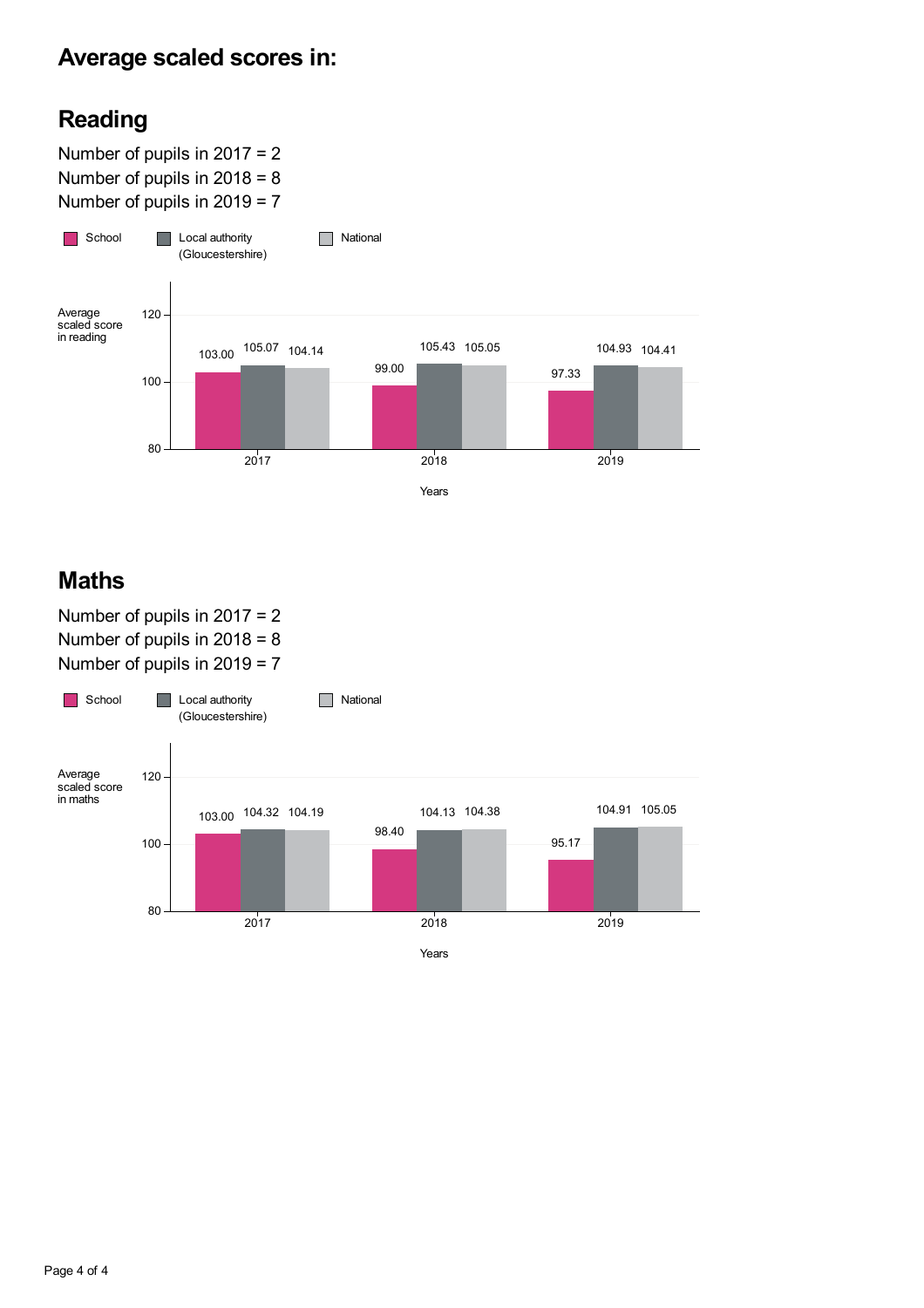# Average scaled scores in:

## Reading

Number of pupils in 2017 = 2
Number of pupils in 2018 = 8
Number of pupils in 2019 = 7

School
Local authority (Gloucestershire)
National

Average scaled score in reading

120
100
80

103.00 105.07 104.14
99.00 105.43 105.05
97.33 104.93 104.41

2017
2018
2019

Years

## Maths

Number of pupils in 2017 = 2
Number of pupils in 2018 = 8
Number of pupils in 2019 = 7

School
Local authority (Gloucestershire)
National

Average scaled score in maths

120
100
80

103.00 104.32 104.19
98.40 104.13 104.38
95.17 104.91 105.05

2017
2018
2019

Years